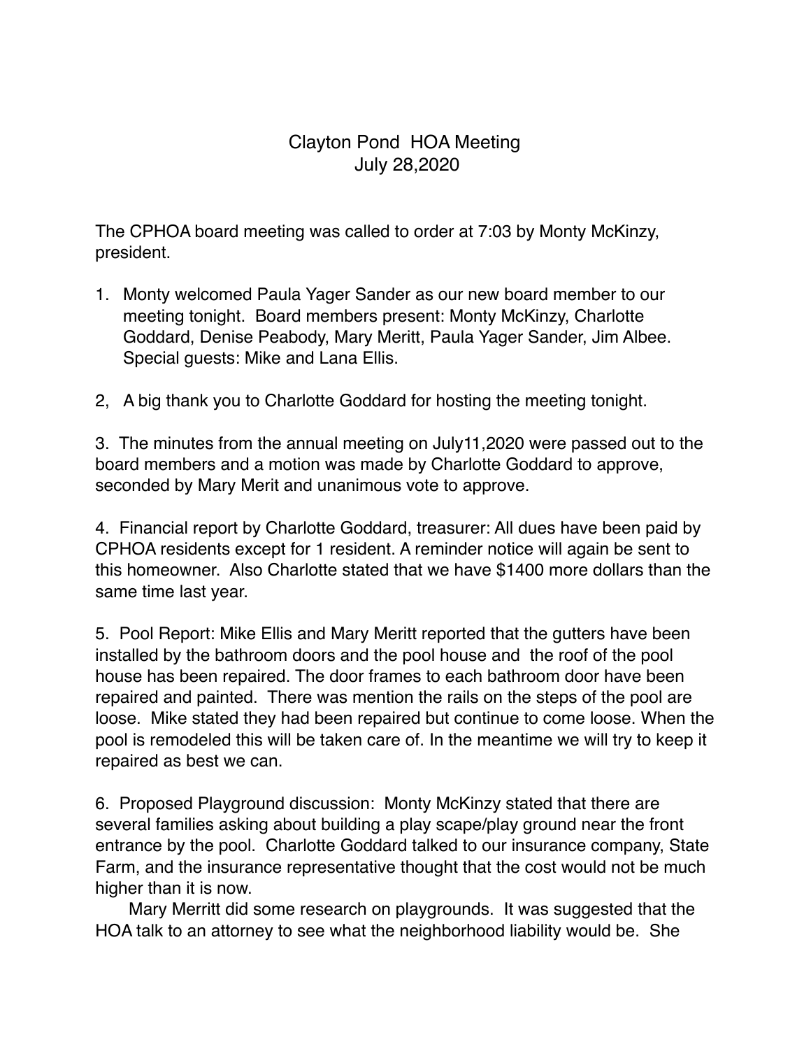# Clayton Pond  HOA Meeting
## July 28,2020

The CPHOA board meeting was called to order at 7:03 by Monty McKinzy, president.

1. Monty welcomed Paula Yager Sander as our new board member to our meeting tonight.  Board members present: Monty McKinzy, Charlotte Goddard, Denise Peabody, Mary Meritt, Paula Yager Sander, Jim Albee. Special guests: Mike and Lana Ellis.

2,   A big thank you to Charlotte Goddard for hosting the meeting tonight.

3.  The minutes from the annual meeting on July11,2020 were passed out to the board members and a motion was made by Charlotte Goddard to approve, seconded by Mary Merit and unanimous vote to approve.

4.  Financial report by Charlotte Goddard, treasurer: All dues have been paid by CPHOA residents except for 1 resident. A reminder notice will again be sent to this homeowner.  Also Charlotte stated that we have $1400 more dollars than the same time last year.

5.  Pool Report: Mike Ellis and Mary Meritt reported that the gutters have been installed by the bathroom doors and the pool house and  the roof of the pool house has been repaired. The door frames to each bathroom door have been repaired and painted.  There was mention the rails on the steps of the pool are loose.  Mike stated they had been repaired but continue to come loose. When the pool is remodeled this will be taken care of. In the meantime we will try to keep it repaired as best we can.

6.  Proposed Playground discussion:  Monty McKinzy stated that there are several families asking about building a play scape/play ground near the front entrance by the pool.  Charlotte Goddard talked to our insurance company, State Farm, and the insurance representative thought that the cost would not be much higher than it is now.

Mary Merritt did some research on playgrounds.  It was suggested that the HOA talk to an attorney to see what the neighborhood liability would be.  She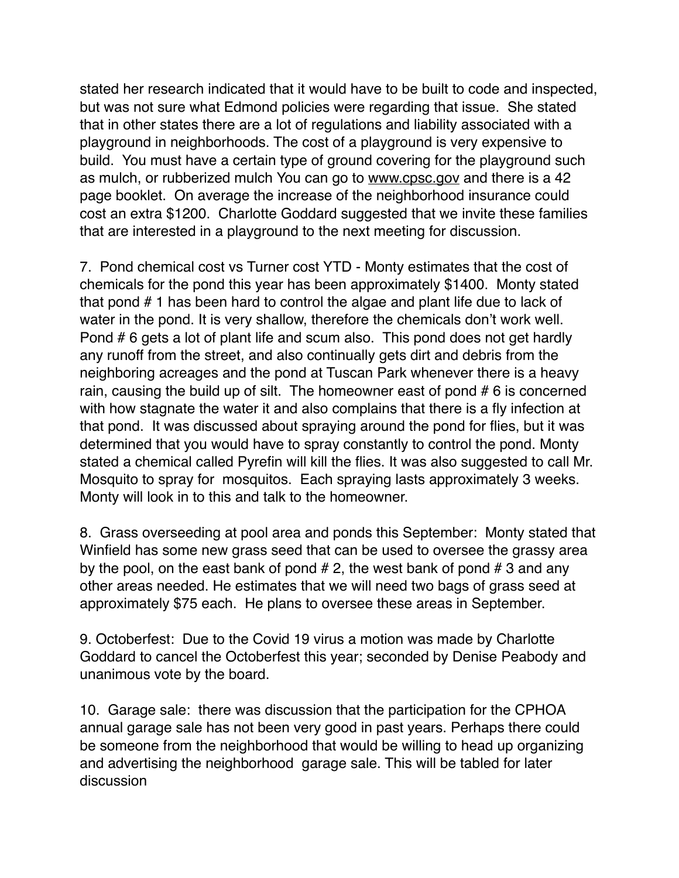stated her research indicated that it would have to be built to code and inspected, but was not sure what Edmond policies were regarding that issue. She stated that in other states there are a lot of regulations and liability associated with a playground in neighborhoods. The cost of a playground is very expensive to build. You must have a certain type of ground covering for the playground such as mulch, or rubberized mulch You can go to www.cpsc.gov and there is a 42 page booklet. On average the increase of the neighborhood insurance could cost an extra $1200. Charlotte Goddard suggested that we invite these families that are interested in a playground to the next meeting for discussion.

7. Pond chemical cost vs Turner cost YTD - Monty estimates that the cost of chemicals for the pond this year has been approximately $1400. Monty stated that pond # 1 has been hard to control the algae and plant life due to lack of water in the pond. It is very shallow, therefore the chemicals don't work well. Pond # 6 gets a lot of plant life and scum also. This pond does not get hardly any runoff from the street, and also continually gets dirt and debris from the neighboring acreages and the pond at Tuscan Park whenever there is a heavy rain, causing the build up of silt. The homeowner east of pond # 6 is concerned with how stagnate the water it and also complains that there is a fly infection at that pond. It was discussed about spraying around the pond for flies, but it was determined that you would have to spray constantly to control the pond. Monty stated a chemical called Pyrefin will kill the flies. It was also suggested to call Mr. Mosquito to spray for mosquitos. Each spraying lasts approximately 3 weeks. Monty will look in to this and talk to the homeowner.

8. Grass overseeding at pool area and ponds this September: Monty stated that Winfield has some new grass seed that can be used to oversee the grassy area by the pool, on the east bank of pond # 2, the west bank of pond # 3 and any other areas needed. He estimates that we will need two bags of grass seed at approximately $75 each. He plans to oversee these areas in September.

9. Octoberfest: Due to the Covid 19 virus a motion was made by Charlotte Goddard to cancel the Octoberfest this year; seconded by Denise Peabody and unanimous vote by the board.

10. Garage sale: there was discussion that the participation for the CPHOA annual garage sale has not been very good in past years. Perhaps there could be someone from the neighborhood that would be willing to head up organizing and advertising the neighborhood garage sale. This will be tabled for later discussion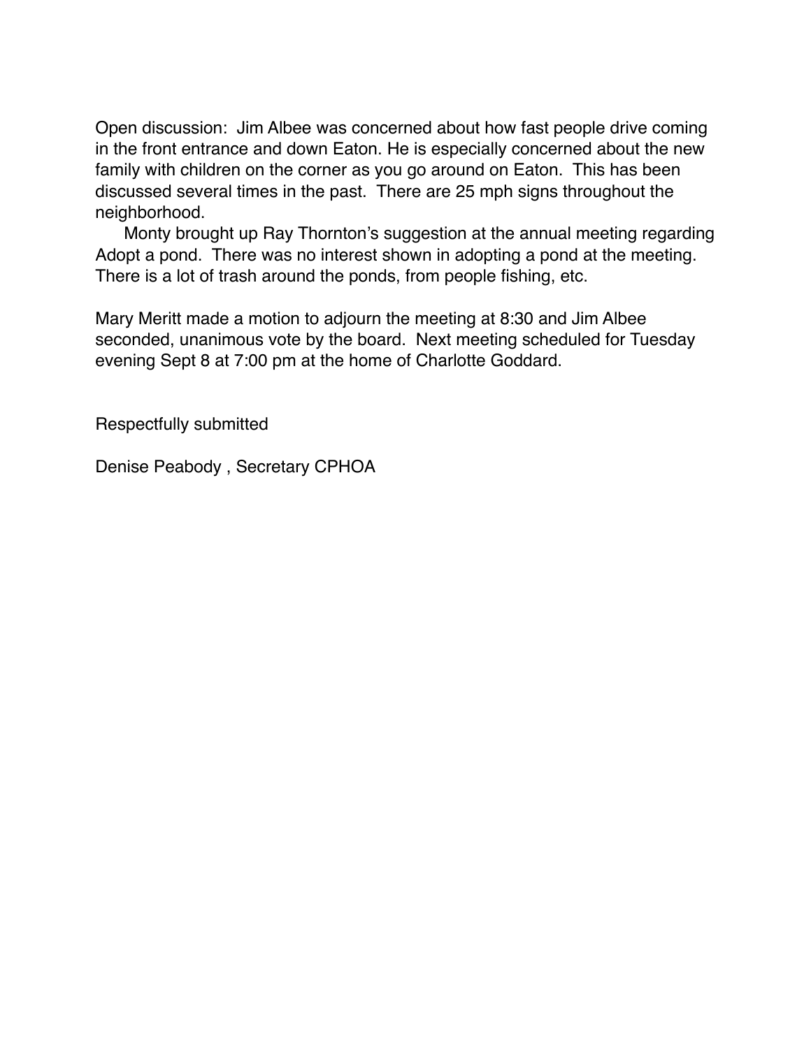Open discussion: Jim Albee was concerned about how fast people drive coming in the front entrance and down Eaton. He is especially concerned about the new family with children on the corner as you go around on Eaton. This has been discussed several times in the past. There are 25 mph signs throughout the neighborhood.

Monty brought up Ray Thornton's suggestion at the annual meeting regarding Adopt a pond. There was no interest shown in adopting a pond at the meeting. There is a lot of trash around the ponds, from people fishing, etc.

Mary Meritt made a motion to adjourn the meeting at 8:30 and Jim Albee seconded, unanimous vote by the board. Next meeting scheduled for Tuesday evening Sept 8 at 7:00 pm at the home of Charlotte Goddard.

Respectfully submitted

Denise Peabody , Secretary CPHOA